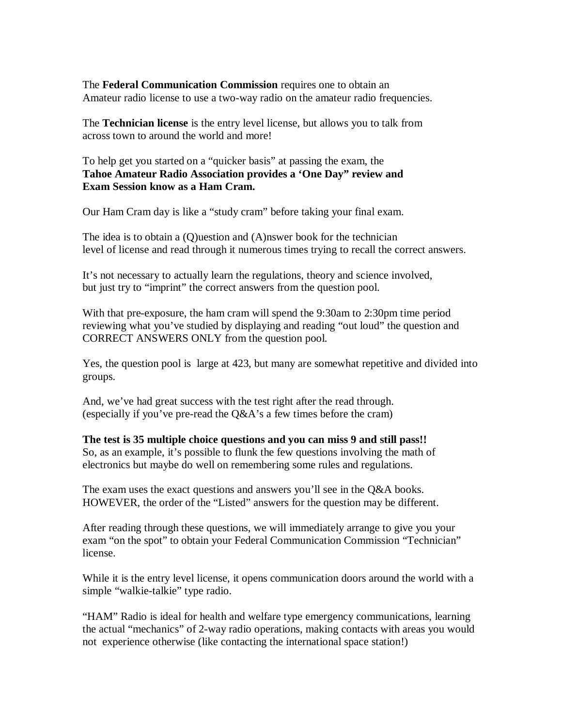The **Federal Communication Commission** requires one to obtain an Amateur radio license to use a two-way radio on the amateur radio frequencies.

The **Technician license** is the entry level license, but allows you to talk from across town to around the world and more!

To help get you started on a "quicker basis" at passing the exam, the **Tahoe Amateur Radio Association provides a 'One Day" review and Exam Session know as a Ham Cram.**

Our Ham Cram day is like a "study cram" before taking your final exam.

The idea is to obtain a (Q)uestion and (A)nswer book for the technician level of license and read through it numerous times trying to recall the correct answers.

It's not necessary to actually learn the regulations, theory and science involved, but just try to "imprint" the correct answers from the question pool.

With that pre-exposure, the ham cram will spend the 9:30am to 2:30pm time period reviewing what you've studied by displaying and reading "out loud" the question and CORRECT ANSWERS ONLY from the question pool.

Yes, the question pool is large at 423, but many are somewhat repetitive and divided into groups.

And, we've had great success with the test right after the read through. (especially if you've pre-read the Q&A's a few times before the cram)

**The test is 35 multiple choice questions and you can miss 9 and still pass!!** So, as an example, it's possible to flunk the few questions involving the math of electronics but maybe do well on remembering some rules and regulations.

The exam uses the exact questions and answers you'll see in the Q&A books. HOWEVER, the order of the "Listed" answers for the question may be different.

After reading through these questions, we will immediately arrange to give you your exam "on the spot" to obtain your Federal Communication Commission "Technician" license.

While it is the entry level license, it opens communication doors around the world with a simple "walkie-talkie" type radio.

"HAM" Radio is ideal for health and welfare type emergency communications, learning the actual "mechanics" of 2-way radio operations, making contacts with areas you would not experience otherwise (like contacting the international space station!)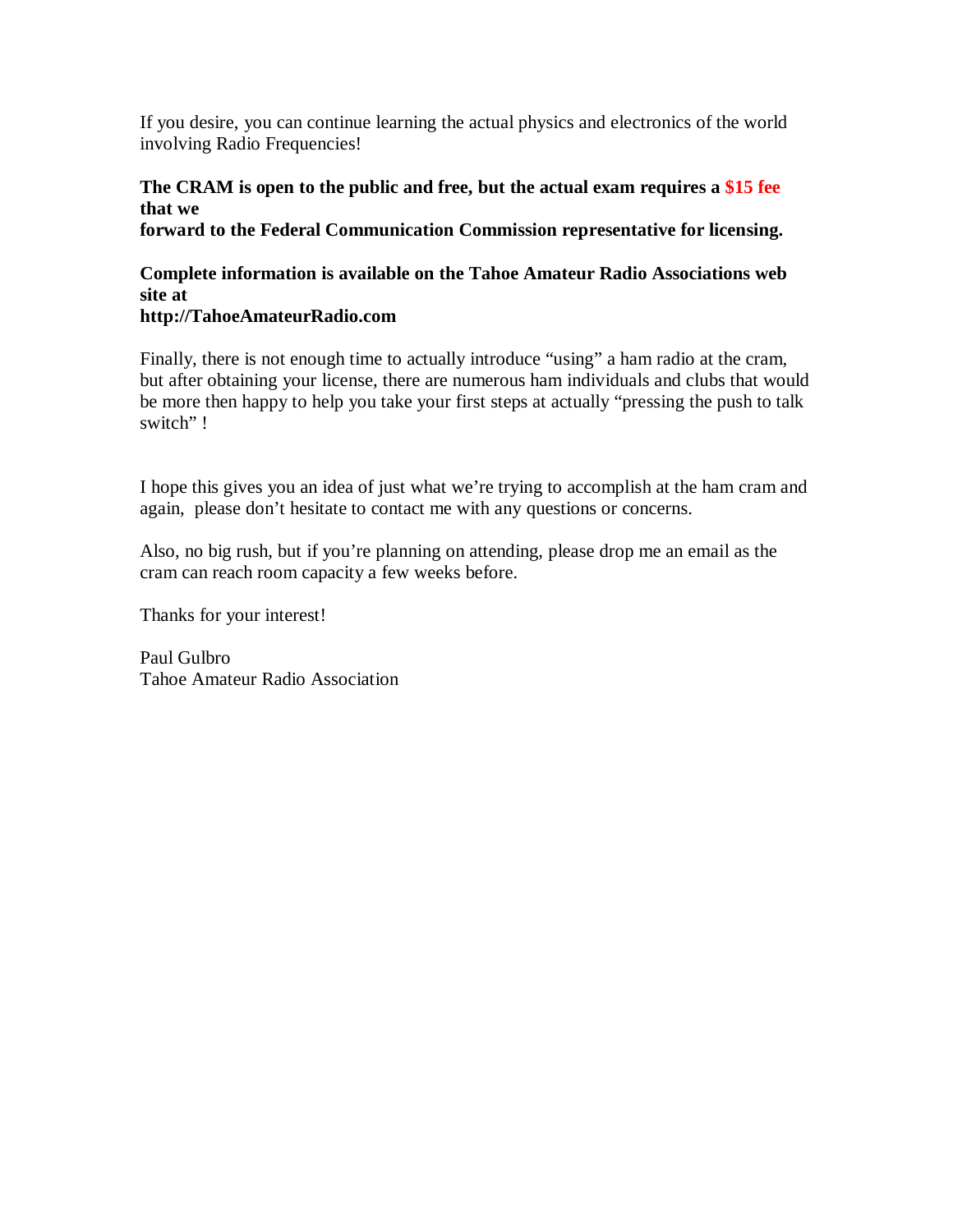If you desire, you can continue learning the actual physics and electronics of the world involving Radio Frequencies!

**The CRAM is open to the public and free, but the actual exam requires a $15 fee that we forward to the Federal Communication Commission representative for licensing.**

**Complete information is available on the Tahoe Amateur Radio Associations web site at http://TahoeAmateurRadio.com**

Finally, there is not enough time to actually introduce “using” a ham radio at the cram, but after obtaining your license, there are numerous ham individuals and clubs that would be more then happy to help you take your first steps at actually “pressing the push to talk switch” !

I hope this gives you an idea of just what we’re trying to accomplish at the ham cram and again, please don’t hesitate to contact me with any questions or concerns.

Also, no big rush, but if you’re planning on attending, please drop me an email as the cram can reach room capacity a few weeks before.

Thanks for your interest!

Paul Gulbro
Tahoe Amateur Radio Association